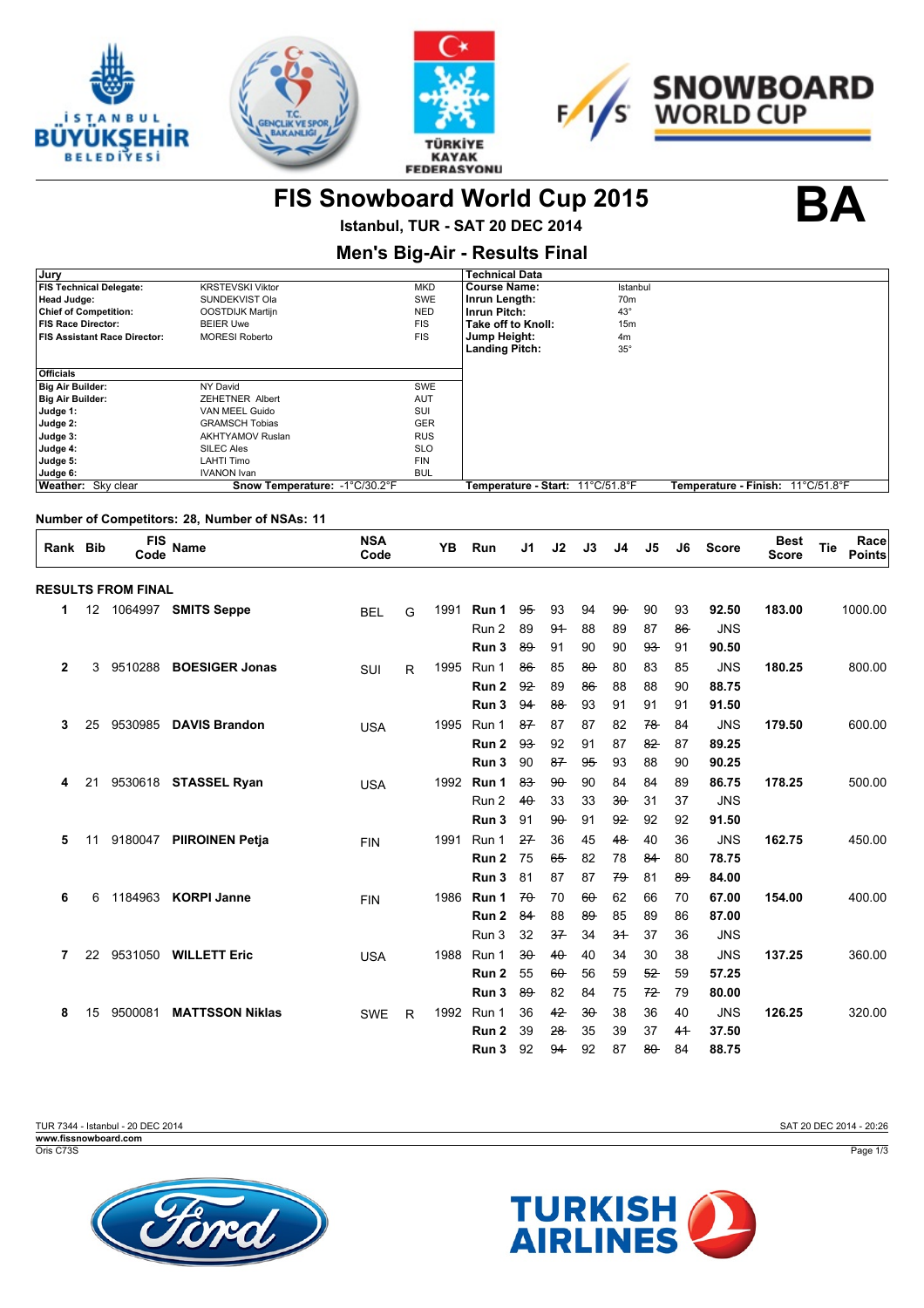# FIS Snowboard World Cup 2015

**BA**

Istanbul, TUR - SAT 20 DEC 2014

## Men's Big-Air - Results Final

| Jury | | |
|---|---|---|
| FIS Technical Delegate: | KRSTEVSKI Viktor | MKD |
| Head Judge: | SUNDEKVIST Ola | SWE |
| Chief of Competition: | OOSTDIJK Martijn | NED |
| FIS Race Director: | BEIER Uwe | FIS |
| FIS Assistant Race Director: | MORESI Roberto | FIS |

| Officials | | |
|---|---|---|
| Big Air Builder: | NY David | SWE |
| Big Air Builder: | ZEHETNER Albert | AUT |
| Judge 1: | VAN MEEL Guido | SUI |
| Judge 2: | GRAMSCH Tobias | GER |
| Judge 3: | AKHTYAMOV Ruslan | RUS |
| Judge 4: | SILEC Ales | SLO |
| Judge 5: | LAHTI Timo | FIN |
| Judge 6: | IVANON Ivan | BUL |

| Technical Data | |
|---|---|
| Course Name: | Istanbul |
| Inrun Length: | 70m |
| Inrun Pitch: | 43° |
| Take off to Knoll: | 15m |
| Jump Height: | 4m |
| Landing Pitch: | 35° |

**Weather:** Sky clear **Snow Temperature:** -1°C/30.2°F **Temperature - Start:** 11°C/51.8°F **Temperature - Finish:** 11°C/51.8°F

**Number of Competitors: 28, Number of NSAs: 11**

| Rank | Bib | FIS Code | Name | NSA Code | | YB | Run | J1 | J2 | J3 | J4 | J5 | J6 | Score | Best Score | Tie | Race Points |
|---|---|---|---|---|---|---|---|---|---|---|---|---|---|---|---|---|---|
| **RESULTS FROM FINAL** | | | | | | | | | | | | | | | | | |
| 1 | 12 | 1064997 | **SMITS Seppe** | BEL | G | 1991 | **Run 1** | ~~95~~ | 93 | 94 | ~~90~~ | 90 | 93 | **92.50** | **183.00** | | 1000.00 |
| | | | | | | | Run 2 | 89 | ~~91~~ | 88 | 89 | 87 | ~~86~~ | JNS | | | |
| | | | | | | | **Run 3** | ~~89~~ | 91 | 90 | 90 | ~~93~~ | 91 | **90.50** | | | |
| 2 | 3 | 9510288 | **BOESIGER Jonas** | SUI | R | 1995 | Run 1 | ~~86~~ | 85 | ~~80~~ | 80 | 83 | 85 | JNS | **180.25** | | 800.00 |
| | | | | | | | **Run 2** | ~~92~~ | 89 | ~~86~~ | 88 | 88 | 90 | **88.75** | | | |
| | | | | | | | **Run 3** | ~~94~~ | ~~88~~ | 93 | 91 | 91 | 91 | **91.50** | | | |
| 3 | 25 | 9530985 | **DAVIS Brandon** | USA | | 1995 | Run 1 | ~~87~~ | 87 | 87 | 82 | ~~78~~ | 84 | JNS | **179.50** | | 600.00 |
| | | | | | | | **Run 2** | ~~93~~ | 92 | 91 | 87 | ~~82~~ | 87 | **89.25** | | | |
| | | | | | | | **Run 3** | 90 | ~~87~~ | ~~95~~ | 93 | 88 | 90 | **90.25** | | | |
| 4 | 21 | 9530618 | **STASSEL Ryan** | USA | | 1992 | **Run 1** | ~~83~~ | ~~90~~ | 90 | 84 | 84 | 89 | **86.75** | **178.25** | | 500.00 |
| | | | | | | | Run 2 | ~~40~~ | 33 | 33 | ~~30~~ | 31 | 37 | JNS | | | |
| | | | | | | | **Run 3** | 91 | ~~90~~ | 91 | ~~92~~ | 92 | 92 | **91.50** | | | |
| 5 | 11 | 9180047 | **PIIROINEN Petja** | FIN | | 1991 | Run 1 | ~~27~~ | 36 | 45 | ~~48~~ | 40 | 36 | JNS | **162.75** | | 450.00 |
| | | | | | | | **Run 2** | 75 | ~~65~~ | 82 | 78 | ~~84~~ | 80 | **78.75** | | | |
| | | | | | | | **Run 3** | 81 | 87 | 87 | ~~79~~ | 81 | ~~89~~ | **84.00** | | | |
| 6 | 6 | 1184963 | **KORPI Janne** | FIN | | 1986 | **Run 1** | ~~70~~ | 70 | ~~60~~ | 62 | 66 | 70 | **67.00** | **154.00** | | 400.00 |
| | | | | | | | **Run 2** | ~~84~~ | 88 | ~~89~~ | 85 | 89 | 86 | **87.00** | | | |
| | | | | | | | Run 3 | 32 | ~~37~~ | 34 | ~~31~~ | 37 | 36 | JNS | | | |
| 7 | 22 | 9531050 | **WILLETT Eric** | USA | | 1988 | Run 1 | ~~30~~ | ~~40~~ | 40 | 34 | 30 | 38 | JNS | **137.25** | | 360.00 |
| | | | | | | | **Run 2** | 55 | ~~60~~ | 56 | 59 | ~~52~~ | 59 | **57.25** | | | |
| | | | | | | | **Run 3** | ~~89~~ | 82 | 84 | 75 | ~~72~~ | 79 | **80.00** | | | |
| 8 | 15 | 9500081 | **MATTSSON Niklas** | SWE | R | 1992 | Run 1 | 36 | ~~42~~ | ~~30~~ | 38 | 36 | 40 | JNS | **126.25** | | 320.00 |
| | | | | | | | **Run 2** | 39 | ~~28~~ | 35 | 39 | 37 | ~~41~~ | **37.50** | | | |
| | | | | | | | **Run 3** | 92 | ~~94~~ | 92 | 87 | ~~80~~ | 84 | **88.75** | | | |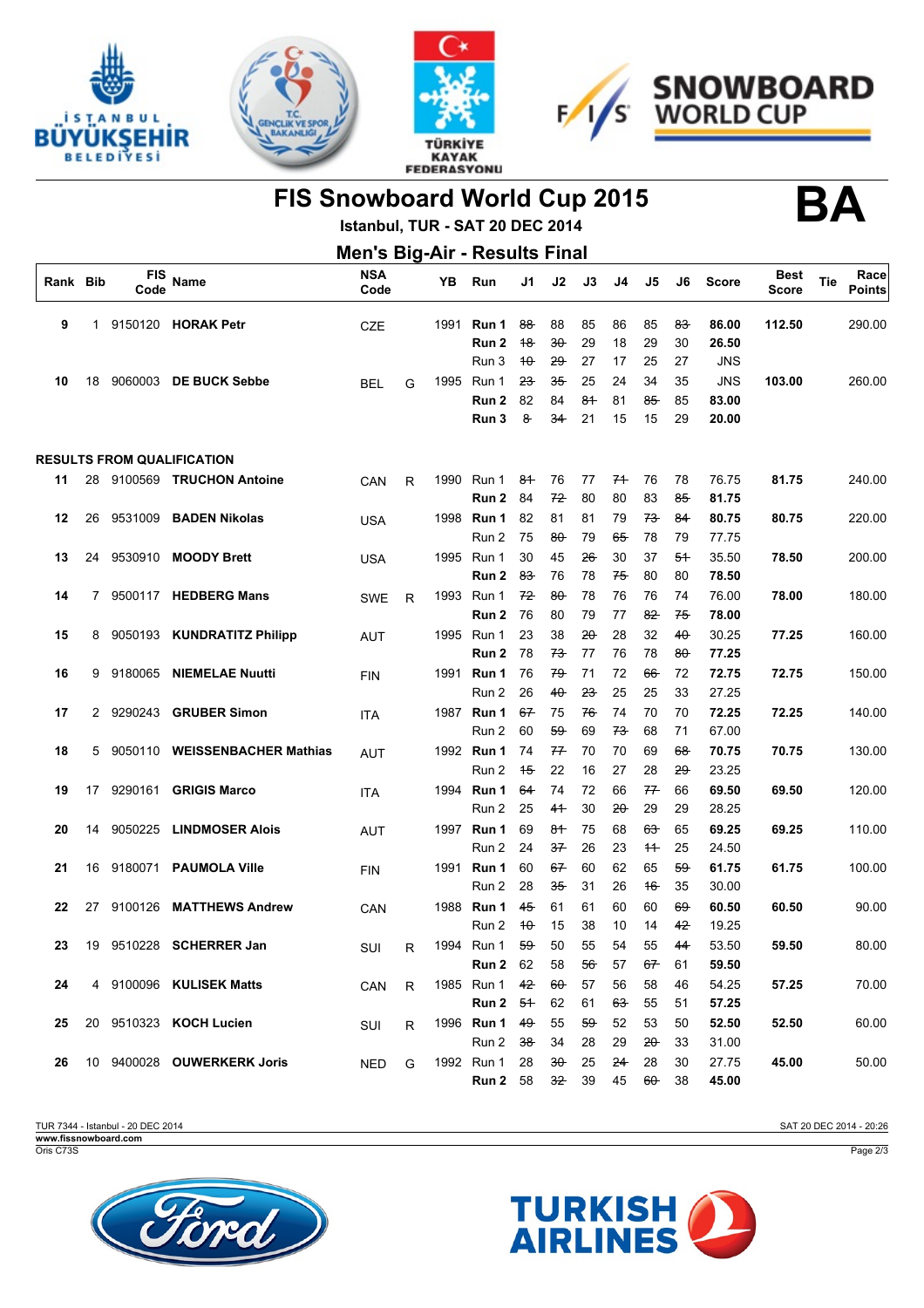# FIS Snowboard World Cup 2015

**BA**

**Istanbul, TUR - SAT 20 DEC 2014**

## Men's Big-Air - Results Final

| Rank | Bib | FIS Code | Name | NSA Code | | YB | Run | J1 | J2 | J3 | J4 | J5 | J6 | Score | Best Score | Tie | Race Points |
|---|---|---|---|---|---|---|---|---|---|---|---|---|---|---|---|---|---|
| 9 | 1 | 9150120 | **HORAK Petr** | CZE | | 1991 | **Run 1** | ~~88~~ | 88 | 85 | 86 | 85 | ~~83~~ | **86.00** | **112.50** | | 290.00 |
| | | | | | | | **Run 2** | ~~18~~ | ~~30~~ | 29 | 18 | 29 | 30 | **26.50** | | | |
| | | | | | | | Run 3 | ~~10~~ | ~~29~~ | 27 | 17 | 25 | 27 | JNS | | | |
| 10 | 18 | 9060003 | **DE BUCK Sebbe** | BEL | G | 1995 | Run 1 | ~~23~~ | ~~35~~ | 25 | 24 | 34 | 35 | JNS | **103.00** | | 260.00 |
| | | | | | | | **Run 2** | 82 | 84 | ~~81~~ | 81 | ~~85~~ | 85 | **83.00** | | | |
| | | | | | | | **Run 3** | ~~8~~ | ~~34~~ | 21 | 15 | 15 | 29 | **20.00** | | | |

### RESULTS FROM QUALIFICATION

| Rank | Bib | FIS Code | Name | NSA Code | | YB | Run | J1 | J2 | J3 | J4 | J5 | J6 | Score | Best Score | Tie | Race Points |
|---|---|---|---|---|---|---|---|---|---|---|---|---|---|---|---|---|---|
| 11 | 28 | 9100569 | **TRUCHON Antoine** | CAN | R | 1990 | Run 1 | ~~81~~ | 76 | 77 | ~~71~~ | 76 | 78 | 76.75 | **81.75** | | 240.00 |
| | | | | | | | **Run 2** | 84 | ~~72~~ | 80 | 80 | 83 | ~~85~~ | **81.75** | | | |
| 12 | 26 | 9531009 | **BADEN Nikolas** | USA | | 1998 | **Run 1** | 82 | 81 | 81 | 79 | ~~73~~ | ~~84~~ | **80.75** | **80.75** | | 220.00 |
| | | | | | | | Run 2 | 75 | ~~80~~ | 79 | ~~65~~ | 78 | 79 | 77.75 | | | |
| 13 | 24 | 9530910 | **MOODY Brett** | USA | | 1995 | Run 1 | 30 | 45 | ~~26~~ | 30 | 37 | ~~51~~ | 35.50 | **78.50** | | 200.00 |
| | | | | | | | **Run 2** | ~~83~~ | 76 | 78 | ~~75~~ | 80 | 80 | **78.50** | | | |
| 14 | 7 | 9500117 | **HEDBERG Mans** | SWE | R | 1993 | Run 1 | ~~72~~ | ~~80~~ | 78 | 76 | 76 | 74 | 76.00 | **78.00** | | 180.00 |
| | | | | | | | **Run 2** | 76 | 80 | 79 | 77 | ~~82~~ | ~~75~~ | **78.00** | | | |
| 15 | 8 | 9050193 | **KUNDRATITZ Philipp** | AUT | | 1995 | Run 1 | 23 | 38 | ~~20~~ | 28 | 32 | ~~40~~ | 30.25 | **77.25** | | 160.00 |
| | | | | | | | **Run 2** | 78 | ~~73~~ | 77 | 76 | 78 | ~~80~~ | **77.25** | | | |
| 16 | 9 | 9180065 | **NIEMELAE Nuutti** | FIN | | 1991 | **Run 1** | 76 | ~~79~~ | 71 | 72 | ~~66~~ | 72 | **72.75** | **72.75** | | 150.00 |
| | | | | | | | Run 2 | 26 | ~~40~~ | ~~23~~ | 25 | 25 | 33 | 27.25 | | | |
| 17 | 2 | 9290243 | **GRUBER Simon** | ITA | | 1987 | **Run 1** | ~~67~~ | 75 | ~~76~~ | 74 | 70 | 70 | **72.25** | **72.25** | | 140.00 |
| | | | | | | | Run 2 | 60 | ~~59~~ | 69 | ~~73~~ | 68 | 71 | 67.00 | | | |
| 18 | 5 | 9050110 | **WEISSENBACHER Mathias** | AUT | | 1992 | **Run 1** | 74 | ~~77~~ | 70 | 70 | 69 | ~~68~~ | **70.75** | **70.75** | | 130.00 |
| | | | | | | | Run 2 | ~~15~~ | 22 | 16 | 27 | 28 | ~~29~~ | 23.25 | | | |
| 19 | 17 | 9290161 | **GRIGIS Marco** | ITA | | 1994 | **Run 1** | ~~64~~ | 74 | 72 | 66 | ~~77~~ | 66 | **69.50** | **69.50** | | 120.00 |
| | | | | | | | Run 2 | 25 | ~~41~~ | 30 | ~~20~~ | 29 | 29 | 28.25 | | | |
| 20 | 14 | 9050225 | **LINDMOSER Alois** | AUT | | 1997 | **Run 1** | 69 | ~~81~~ | 75 | 68 | ~~63~~ | 65 | **69.25** | **69.25** | | 110.00 |
| | | | | | | | Run 2 | 24 | ~~37~~ | 26 | 23 | ~~11~~ | 25 | 24.50 | | | |
| 21 | 16 | 9180071 | **PAUMOLA Ville** | FIN | | 1991 | **Run 1** | 60 | ~~67~~ | 60 | 62 | 65 | ~~59~~ | **61.75** | **61.75** | | 100.00 |
| | | | | | | | Run 2 | 28 | ~~35~~ | 31 | 26 | ~~16~~ | 35 | 30.00 | | | |
| 22 | 27 | 9100126 | **MATTHEWS Andrew** | CAN | | 1988 | **Run 1** | ~~45~~ | 61 | 61 | 60 | 60 | ~~69~~ | **60.50** | **60.50** | | 90.00 |
| | | | | | | | Run 2 | ~~10~~ | 15 | 38 | 10 | 14 | ~~42~~ | 19.25 | | | |
| 23 | 19 | 9510228 | **SCHERRER Jan** | SUI | R | 1994 | Run 1 | ~~59~~ | 50 | 55 | 54 | 55 | ~~44~~ | 53.50 | **59.50** | | 80.00 |
| | | | | | | | **Run 2** | 62 | 58 | ~~56~~ | 57 | ~~67~~ | 61 | **59.50** | | | |
| 24 | 4 | 9100096 | **KULISEK Matts** | CAN | R | 1985 | Run 1 | ~~42~~ | ~~60~~ | 57 | 56 | 58 | 46 | 54.25 | **57.25** | | 70.00 |
| | | | | | | | **Run 2** | ~~51~~ | 62 | 61 | ~~63~~ | 55 | 51 | **57.25** | | | |
| 25 | 20 | 9510323 | **KOCH Lucien** | SUI | R | 1996 | **Run 1** | ~~49~~ | 55 | ~~59~~ | 52 | 53 | 50 | **52.50** | **52.50** | | 60.00 |
| | | | | | | | Run 2 | ~~38~~ | 34 | 28 | 29 | ~~20~~ | 33 | 31.00 | | | |
| 26 | 10 | 9400028 | **OUWERKERK Joris** | NED | G | 1992 | Run 1 | 28 | ~~30~~ | 25 | ~~24~~ | 28 | 30 | 27.75 | **45.00** | | 50.00 |
| | | | | | | | **Run 2** | 58 | ~~32~~ | 39 | 45 | ~~60~~ | 38 | **45.00** | | | |

TUR 7344 - Istanbul - 20 DEC 2014 | SAT 20 DEC 2014 - 20:26

www.fissnowboard.com

Oris C73S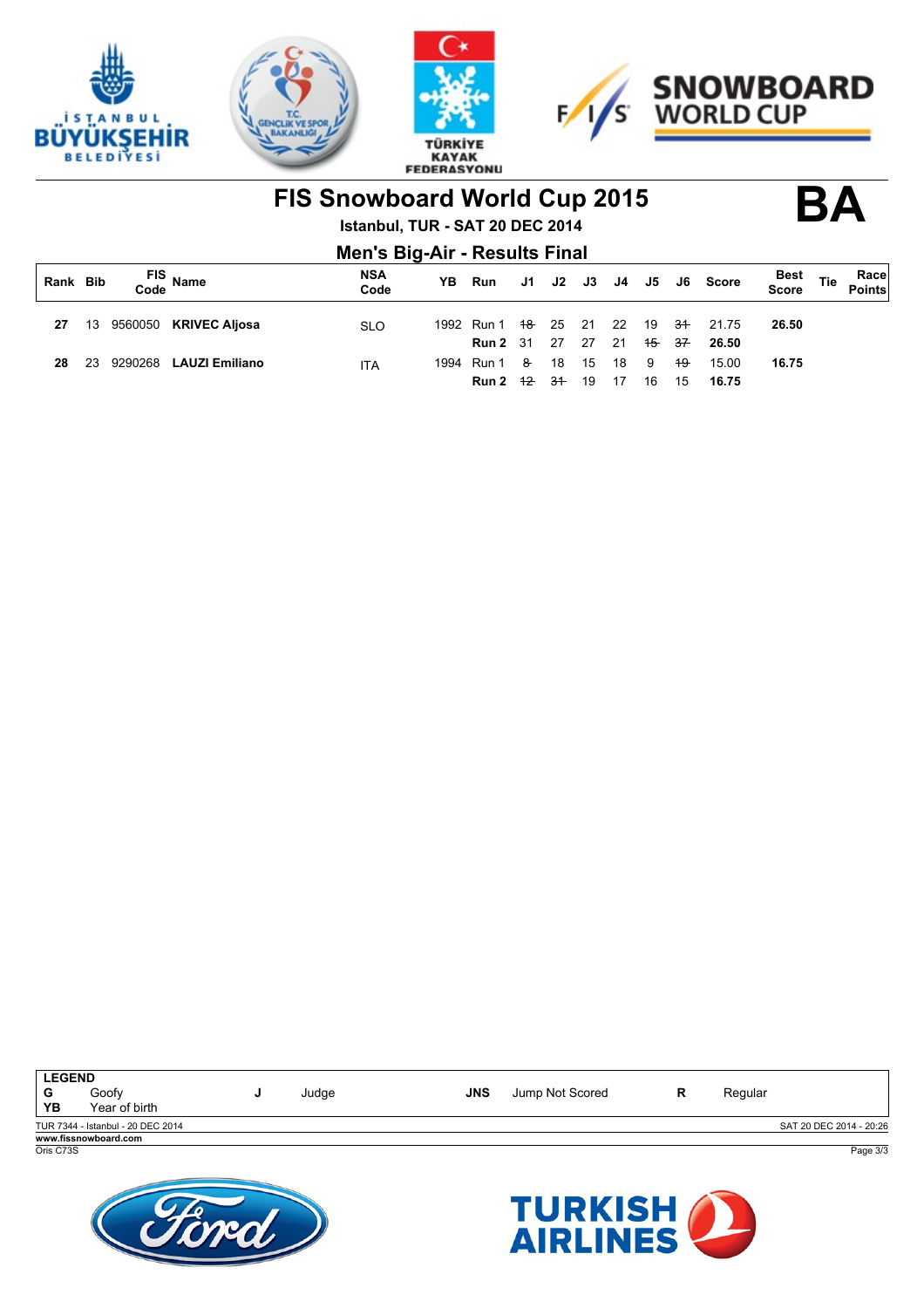# FIS Snowboard World Cup 2015

**BA**

**Istanbul, TUR - SAT 20 DEC 2014**

## Men's Big-Air - Results Final

| Rank | Bib | FIS Code | Name | NSA Code | YB | Run | J1 | J2 | J3 | J4 | J5 | J6 | Score | Best Score | Tie | Race Points |
|---|---|---|---|---|---|---|---|---|---|---|---|---|---|---|---|---|
| **27** | 13 | 9560050 | **KRIVEC Aljosa** | SLO | 1992 | Run 1 | ~~18~~ | 25 | 21 | 22 | 19 | ~~31~~ | 21.75 | **26.50** | | |
| | | | | | | **Run 2** | 31 | 27 | 27 | 21 | ~~15~~ | ~~37~~ | **26.50** | | | |
| **28** | 23 | 9290268 | **LAUZI Emiliano** | ITA | 1994 | Run 1 | ~~8~~ | 18 | 15 | 18 | 9 | ~~19~~ | 15.00 | **16.75** | | |
| | | | | | | **Run 2** | ~~12~~ | ~~31~~ | 19 | 17 | 16 | 15 | **16.75** | | | |

**LEGEND**

| | | | | | | | |
|---|---|---|---|---|---|---|---|
| **G** | Goofy | **J** | Judge | **JNS** | Jump Not Scored | **R** | Regular |
| **YB** | Year of birth | | | | | | |

TUR 7344 - Istanbul - 20 DEC 2014

SAT 20 DEC 2014 - 20:26

**www.fissnowboard.com**

Oris C73S